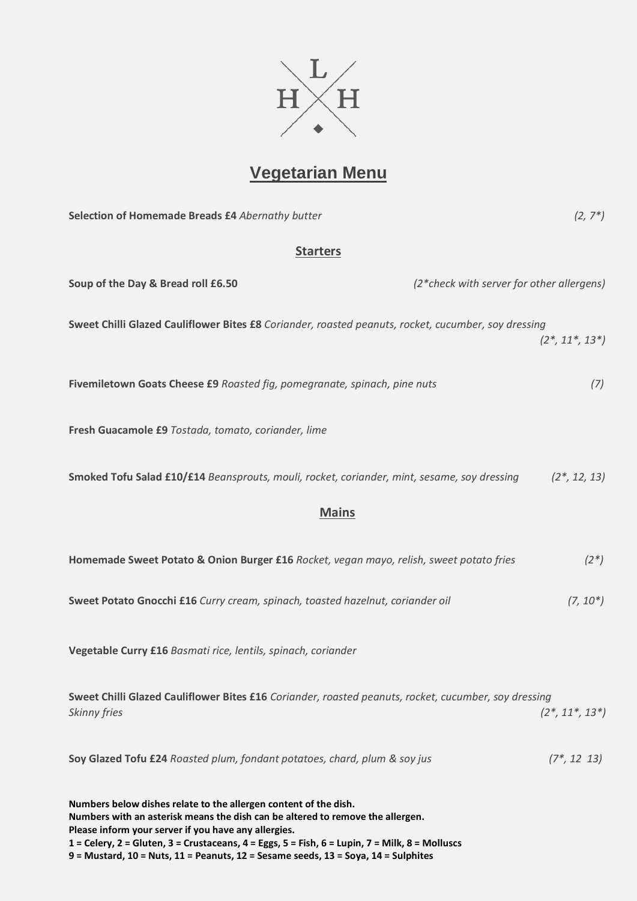# Vegetarian Menu

**Selection of Homemade Breads £4** *Abernathy butter* *(2, 7*)*

## Starters

**Soup of the Day & Bread roll £6.50** *(2*check with server for other allergens)*

**Sweet Chilli Glazed Cauliflower Bites £8** *Coriander, roasted peanuts, rocket, cucumber, soy dressing* *(2*, 11*, 13*)*

**Fivemiletown Goats Cheese £9** *Roasted fig, pomegranate, spinach, pine nuts* *(7)*

**Fresh Guacamole £9** *Tostada, tomato, coriander, lime*

**Smoked Tofu Salad £10/£14** *Beansprouts, mouli, rocket, coriander, mint, sesame, soy dressing* *(2*, 12, 13)*

## Mains

**Homemade Sweet Potato & Onion Burger £16** *Rocket, vegan mayo, relish, sweet potato fries* *(2*)*

**Sweet Potato Gnocchi £16** *Curry cream, spinach, toasted hazelnut, coriander oil* *(7, 10*)*

**Vegetable Curry £16** *Basmati rice, lentils, spinach, coriander*

**Sweet Chilli Glazed Cauliflower Bites £16** *Coriander, roasted peanuts, rocket, cucumber, soy dressing Skinny fries* *(2*, 11*, 13*)*

**Soy Glazed Tofu £24** *Roasted plum, fondant potatoes, chard, plum & soy jus* *(7*, 12 13)*

**Numbers below dishes relate to the allergen content of the dish.**
**Numbers with an asterisk means the dish can be altered to remove the allergen.**
**Please inform your server if you have any allergies.**
**1 = Celery, 2 = Gluten, 3 = Crustaceans, 4 = Eggs, 5 = Fish, 6 = Lupin, 7 = Milk, 8 = Molluscs**
**9 = Mustard, 10 = Nuts, 11 = Peanuts, 12 = Sesame seeds, 13 = Soya, 14 = Sulphites**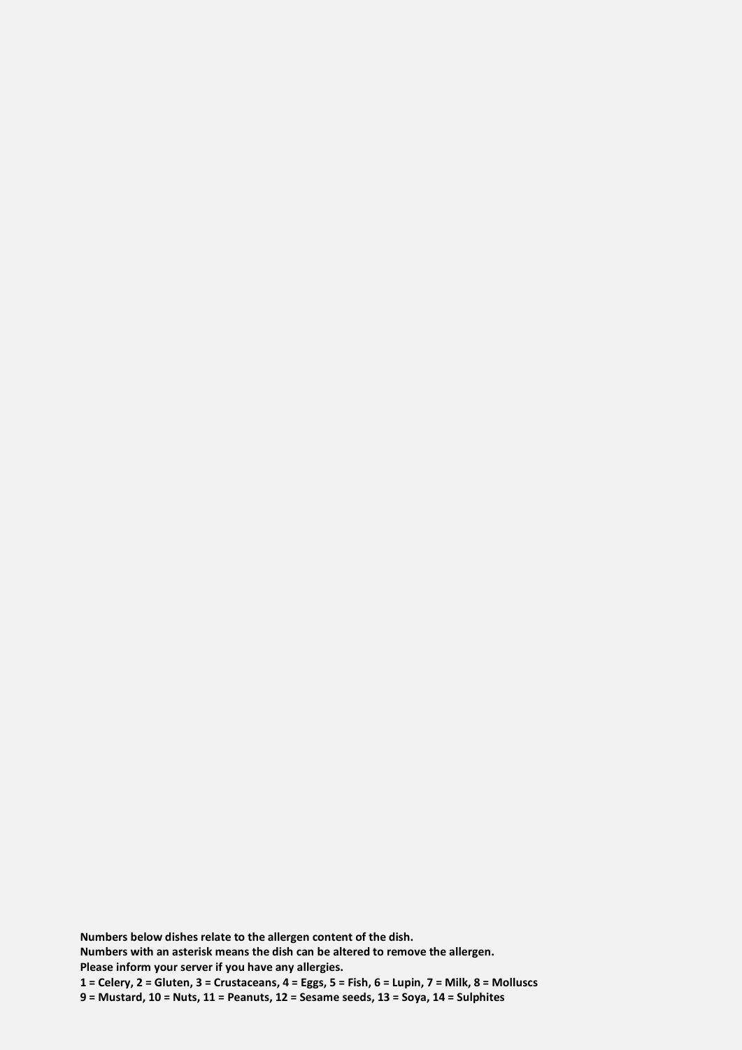**Numbers below dishes relate to the allergen content of the dish.**
**Numbers with an asterisk means the dish can be altered to remove the allergen.**
**Please inform your server if you have any allergies.**
**1 = Celery, 2 = Gluten, 3 = Crustaceans, 4 = Eggs, 5 = Fish, 6 = Lupin, 7 = Milk, 8 = Molluscs**
**9 = Mustard, 10 = Nuts, 11 = Peanuts, 12 = Sesame seeds, 13 = Soya, 14 = Sulphites**